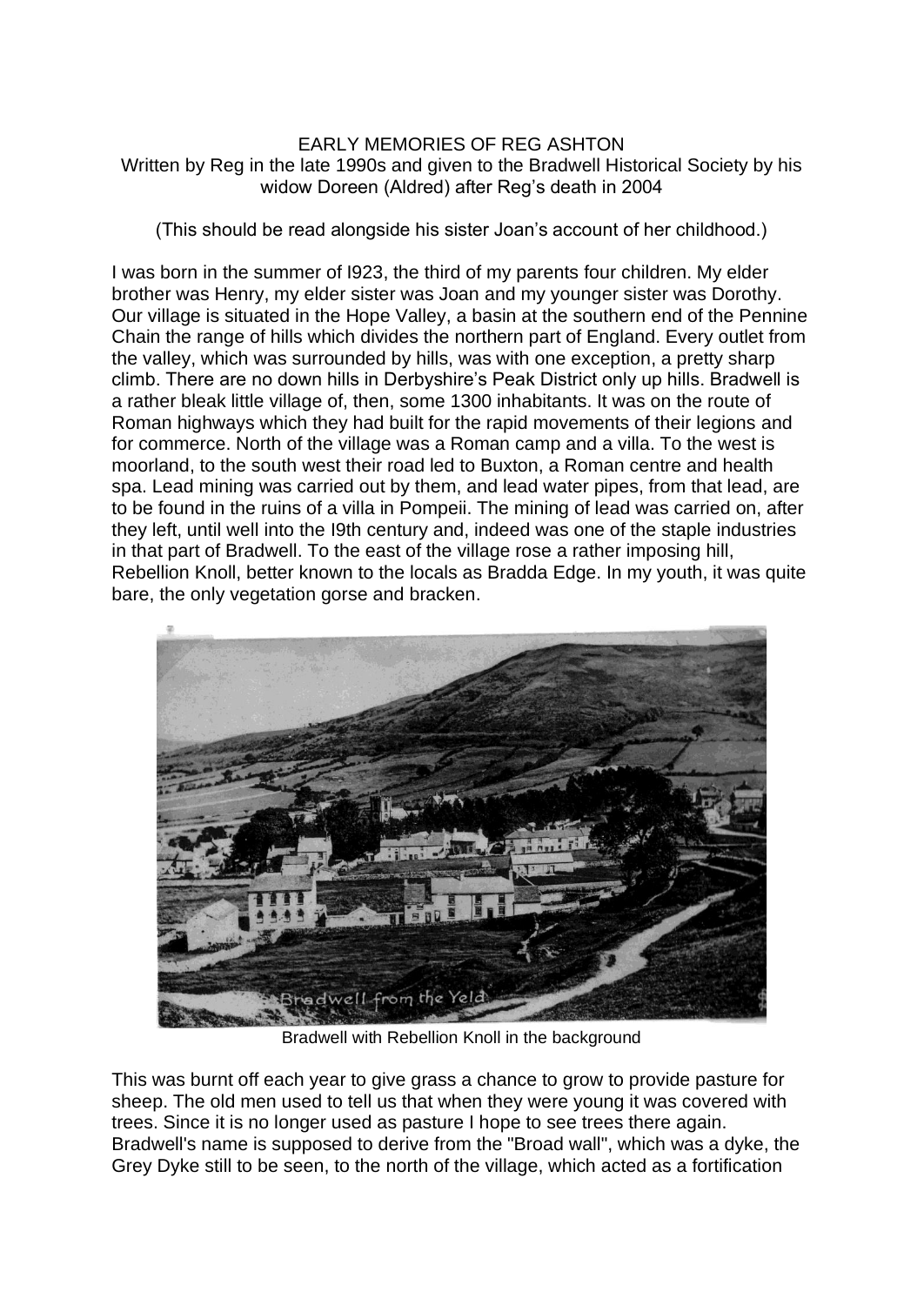# EARLY MEMORIES OF REG ASHTON

Written by Reg in the late 1990s and given to the Bradwell Historical Society by his widow Doreen (Aldred) after Reg's death in 2004

(This should be read alongside his sister Joan's account of her childhood.)

I was born in the summer of I923, the third of my parents four children. My elder brother was Henry, my elder sister was Joan and my younger sister was Dorothy. Our village is situated in the Hope Valley, a basin at the southern end of the Pennine Chain the range of hills which divides the northern part of England. Every outlet from the valley, which was surrounded by hills, was with one exception, a pretty sharp climb. There are no down hills in Derbyshire's Peak District only up hills. Bradwell is a rather bleak little village of, then, some 1300 inhabitants. It was on the route of Roman highways which they had built for the rapid movements of their legions and for commerce. North of the village was a Roman camp and a villa. To the west is moorland, to the south west their road led to Buxton, a Roman centre and health spa. Lead mining was carried out by them, and lead water pipes, from that lead, are to be found in the ruins of a villa in Pompeii. The mining of lead was carried on, after they left, until well into the I9th century and, indeed was one of the staple industries in that part of Bradwell. To the east of the village rose a rather imposing hill, Rebellion Knoll, better known to the locals as Bradda Edge. In my youth, it was quite bare, the only vegetation gorse and bracken.

Bradwell with Rebellion Knoll in the background

This was burnt off each year to give grass a chance to grow to provide pasture for sheep. The old men used to tell us that when they were young it was covered with trees. Since it is no longer used as pasture I hope to see trees there again. Bradwell's name is supposed to derive from the "Broad wall", which was a dyke, the Grey Dyke still to be seen, to the north of the village, which acted as a fortification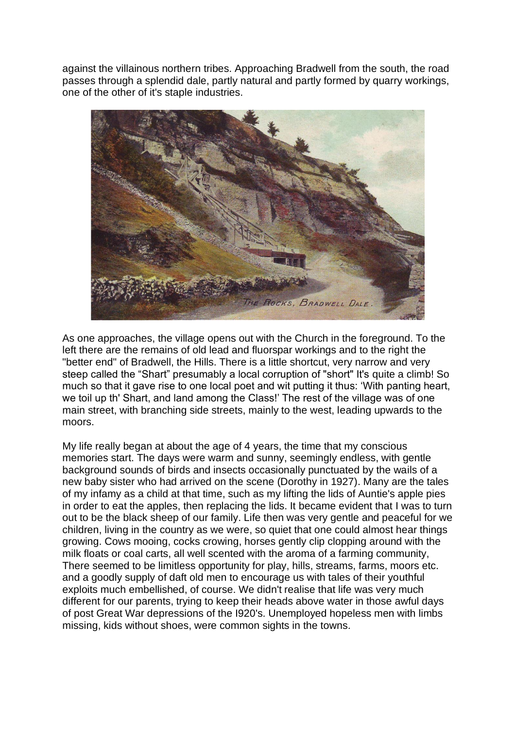against the villainous northern tribes. Approaching Bradwell from the south, the road passes through a splendid dale, partly natural and partly formed by quarry workings, one of the other of it's staple industries.

As one approaches, the village opens out with the Church in the foreground. To the left there are the remains of old lead and fluorspar workings and to the right the "better end" of Bradwell, the Hills. There is a little shortcut, very narrow and very steep called the "Shart" presumably a local corruption of "short" It's quite a climb! So much so that it gave rise to one local poet and wit putting it thus: 'With panting heart, we toil up th' Shart, and land among the Class!' The rest of the village was of one main street, with branching side streets, mainly to the west, leading upwards to the moors.

My life really began at about the age of 4 years, the time that my conscious memories start. The days were warm and sunny, seemingly endless, with gentle background sounds of birds and insects occasionally punctuated by the wails of a new baby sister who had arrived on the scene (Dorothy in 1927). Many are the tales of my infamy as a child at that time, such as my lifting the lids of Auntie's apple pies in order to eat the apples, then replacing the lids. It became evident that I was to turn out to be the black sheep of our family. Life then was very gentle and peaceful for we children, living in the country as we were, so quiet that one could almost hear things growing. Cows mooing, cocks crowing, horses gently clip clopping around with the milk floats or coal carts, all well scented with the aroma of a farming community, There seemed to be limitless opportunity for play, hills, streams, farms, moors etc. and a goodly supply of daft old men to encourage us with tales of their youthful exploits much embellished, of course. We didn't realise that life was very much different for our parents, trying to keep their heads above water in those awful days of post Great War depressions of the I920's. Unemployed hopeless men with limbs missing, kids without shoes, were common sights in the towns.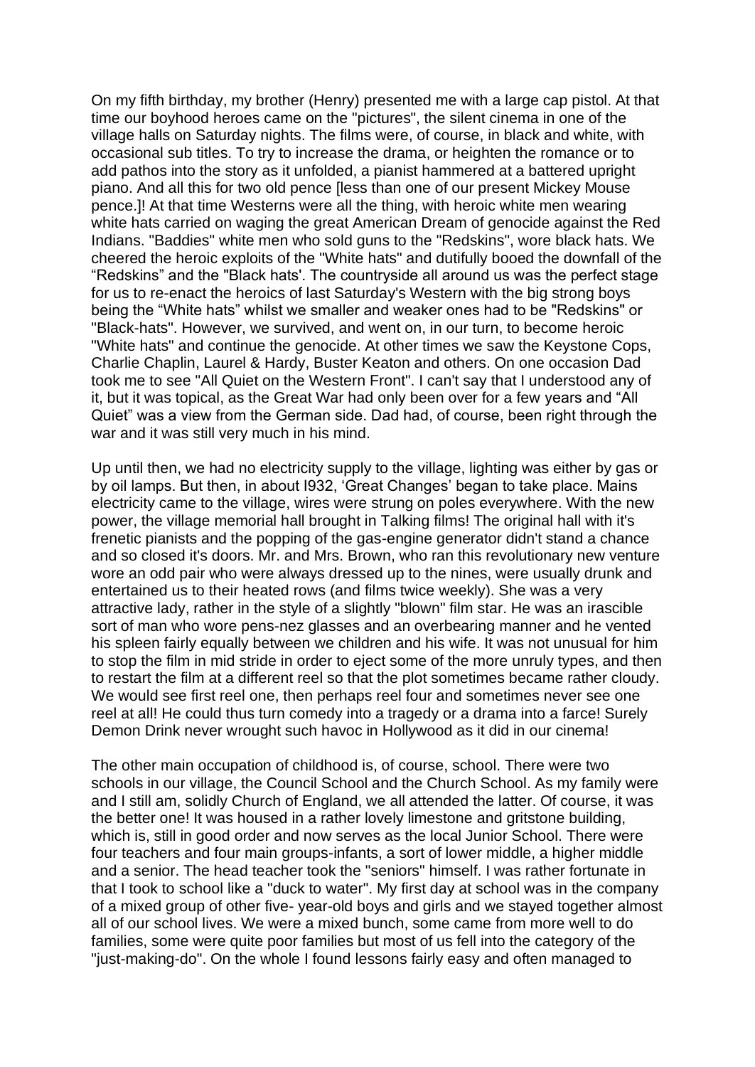On my fifth birthday, my brother (Henry) presented me with a large cap pistol. At that time our boyhood heroes came on the "pictures", the silent cinema in one of the village halls on Saturday nights. The films were, of course, in black and white, with occasional sub titles. To try to increase the drama, or heighten the romance or to add pathos into the story as it unfolded, a pianist hammered at a battered upright piano. And all this for two old pence [less than one of our present Mickey Mouse pence.]! At that time Westerns were all the thing, with heroic white men wearing white hats carried on waging the great American Dream of genocide against the Red Indians. "Baddies" white men who sold guns to the "Redskins", wore black hats. We cheered the heroic exploits of the "White hats" and dutifully booed the downfall of the "Redskins" and the "Black hats'. The countryside all around us was the perfect stage for us to re-enact the heroics of last Saturday's Western with the big strong boys being the "White hats" whilst we smaller and weaker ones had to be "Redskins" or "Black-hats". However, we survived, and went on, in our turn, to become heroic "White hats" and continue the genocide. At other times we saw the Keystone Cops, Charlie Chaplin, Laurel & Hardy, Buster Keaton and others. On one occasion Dad took me to see "All Quiet on the Western Front". I can't say that I understood any of it, but it was topical, as the Great War had only been over for a few years and "All Quiet" was a view from the German side. Dad had, of course, been right through the war and it was still very much in his mind.

Up until then, we had no electricity supply to the village, lighting was either by gas or by oil lamps. But then, in about I932, 'Great Changes' began to take place. Mains electricity came to the village, wires were strung on poles everywhere. With the new power, the village memorial hall brought in Talking films! The original hall with it's frenetic pianists and the popping of the gas-engine generator didn't stand a chance and so closed it's doors. Mr. and Mrs. Brown, who ran this revolutionary new venture wore an odd pair who were always dressed up to the nines, were usually drunk and entertained us to their heated rows (and films twice weekly). She was a very attractive lady, rather in the style of a slightly "blown" film star. He was an irascible sort of man who wore pens-nez glasses and an overbearing manner and he vented his spleen fairly equally between we children and his wife. It was not unusual for him to stop the film in mid stride in order to eject some of the more unruly types, and then to restart the film at a different reel so that the plot sometimes became rather cloudy. We would see first reel one, then perhaps reel four and sometimes never see one reel at all! He could thus turn comedy into a tragedy or a drama into a farce! Surely Demon Drink never wrought such havoc in Hollywood as it did in our cinema!

The other main occupation of childhood is, of course, school. There were two schools in our village, the Council School and the Church School. As my family were and I still am, solidly Church of England, we all attended the latter. Of course, it was the better one! It was housed in a rather lovely limestone and gritstone building, which is, still in good order and now serves as the local Junior School. There were four teachers and four main groups-infants, a sort of lower middle, a higher middle and a senior. The head teacher took the "seniors" himself. I was rather fortunate in that I took to school like a "duck to water". My first day at school was in the company of a mixed group of other five- year-old boys and girls and we stayed together almost all of our school lives. We were a mixed bunch, some came from more well to do families, some were quite poor families but most of us fell into the category of the "just-making-do". On the whole I found lessons fairly easy and often managed to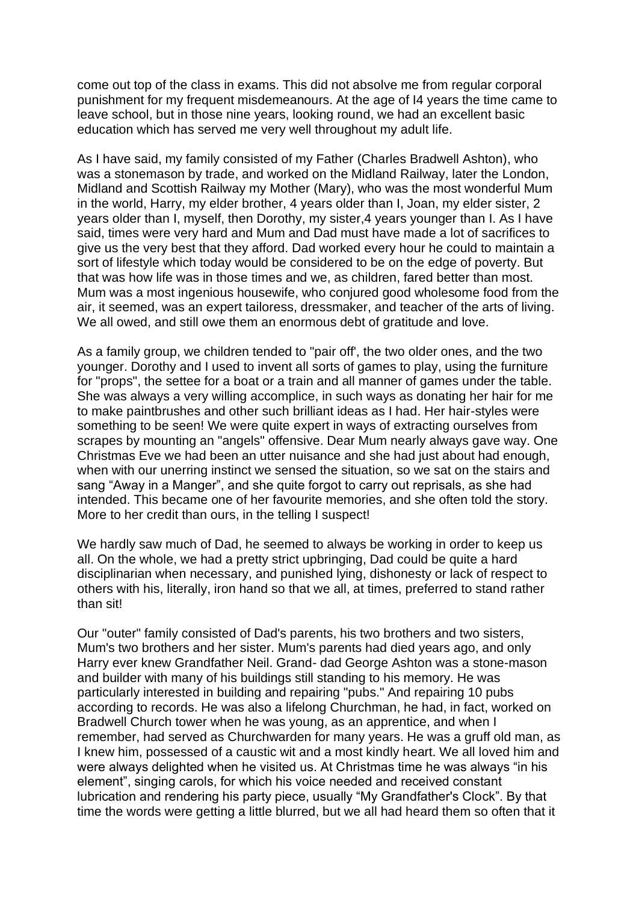come out top of the class in exams. This did not absolve me from regular corporal punishment for my frequent misdemeanours. At the age of I4 years the time came to leave school, but in those nine years, looking round, we had an excellent basic education which has served me very well throughout my adult life.

As I have said, my family consisted of my Father (Charles Bradwell Ashton), who was a stonemason by trade, and worked on the Midland Railway, later the London, Midland and Scottish Railway my Mother (Mary), who was the most wonderful Mum in the world, Harry, my elder brother, 4 years older than I, Joan, my elder sister, 2 years older than I, myself, then Dorothy, my sister,4 years younger than I. As I have said, times were very hard and Mum and Dad must have made a lot of sacrifices to give us the very best that they afford. Dad worked every hour he could to maintain a sort of lifestyle which today would be considered to be on the edge of poverty. But that was how life was in those times and we, as children, fared better than most. Mum was a most ingenious housewife, who conjured good wholesome food from the air, it seemed, was an expert tailoress, dressmaker, and teacher of the arts of living. We all owed, and still owe them an enormous debt of gratitude and love.

As a family group, we children tended to "pair off', the two older ones, and the two younger. Dorothy and I used to invent all sorts of games to play, using the furniture for "props", the settee for a boat or a train and all manner of games under the table. She was always a very willing accomplice, in such ways as donating her hair for me to make paintbrushes and other such brilliant ideas as I had. Her hair-styles were something to be seen! We were quite expert in ways of extracting ourselves from scrapes by mounting an "angels" offensive. Dear Mum nearly always gave way. One Christmas Eve we had been an utter nuisance and she had just about had enough, when with our unerring instinct we sensed the situation, so we sat on the stairs and sang “Away in a Manger”, and she quite forgot to carry out reprisals, as she had intended. This became one of her favourite memories, and she often told the story. More to her credit than ours, in the telling I suspect!

We hardly saw much of Dad, he seemed to always be working in order to keep us all. On the whole, we had a pretty strict upbringing, Dad could be quite a hard disciplinarian when necessary, and punished lying, dishonesty or lack of respect to others with his, literally, iron hand so that we all, at times, preferred to stand rather than sit!

Our "outer" family consisted of Dad's parents, his two brothers and two sisters, Mum's two brothers and her sister. Mum's parents had died years ago, and only Harry ever knew Grandfather Neil. Grand- dad George Ashton was a stone-mason and builder with many of his buildings still standing to his memory. He was particularly interested in building and repairing "pubs." And repairing 10 pubs according to records. He was also a lifelong Churchman, he had, in fact, worked on Bradwell Church tower when he was young, as an apprentice, and when I remember, had served as Churchwarden for many years. He was a gruff old man, as I knew him, possessed of a caustic wit and a most kindly heart. We all loved him and were always delighted when he visited us. At Christmas time he was always “in his element”, singing carols, for which his voice needed and received constant lubrication and rendering his party piece, usually “My Grandfather's Clock”. By that time the words were getting a little blurred, but we all had heard them so often that it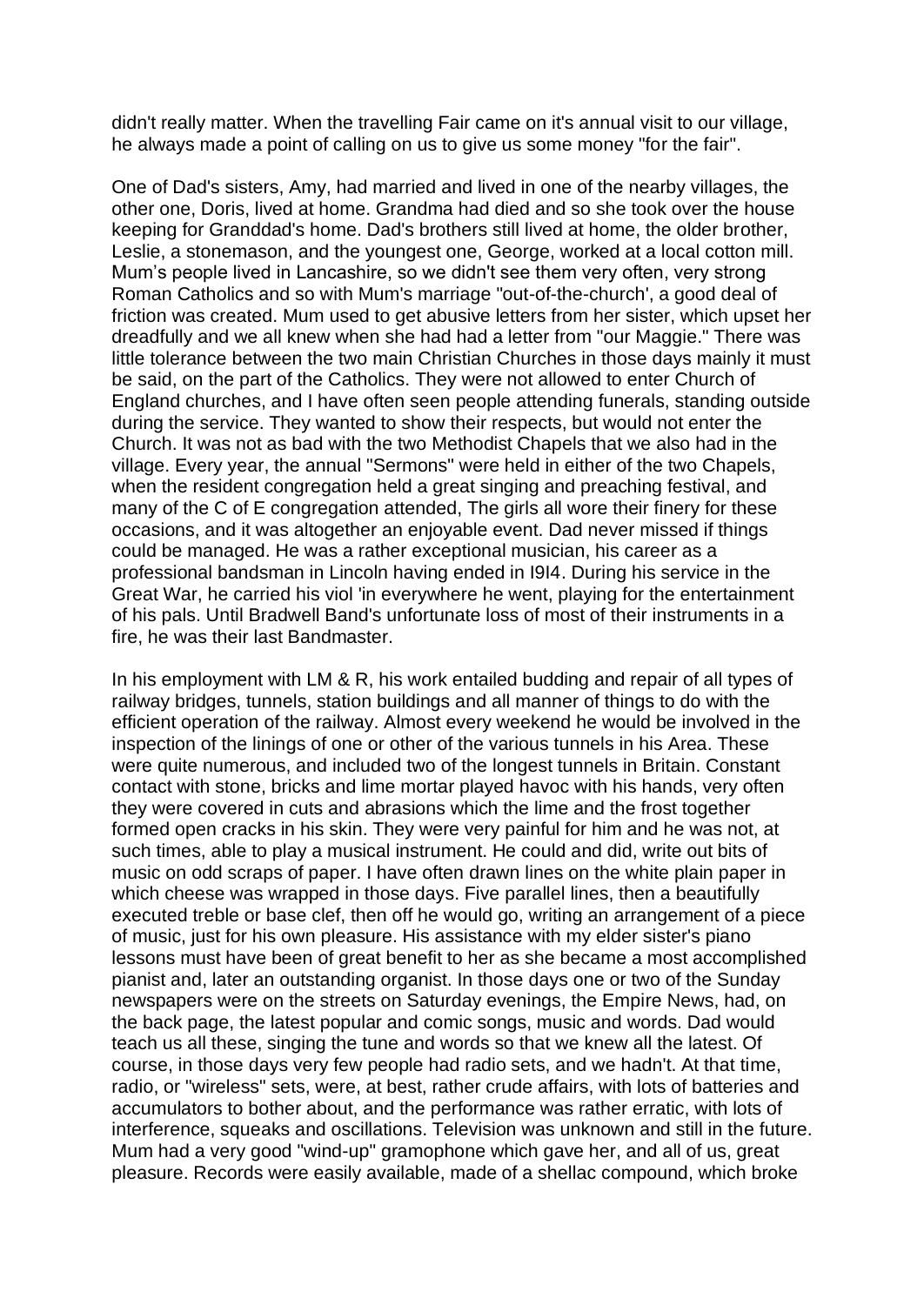didn't really matter. When the travelling Fair came on it's annual visit to our village, he always made a point of calling on us to give us some money "for the fair".

One of Dad's sisters, Amy, had married and lived in one of the nearby villages, the other one, Doris, lived at home. Grandma had died and so she took over the house keeping for Granddad's home. Dad's brothers still lived at home, the older brother, Leslie, a stonemason, and the youngest one, George, worked at a local cotton mill. Mum's people lived in Lancashire, so we didn't see them very often, very strong Roman Catholics and so with Mum's marriage "out-of-the-church', a good deal of friction was created. Mum used to get abusive letters from her sister, which upset her dreadfully and we all knew when she had had a letter from "our Maggie." There was little tolerance between the two main Christian Churches in those days mainly it must be said, on the part of the Catholics. They were not allowed to enter Church of England churches, and I have often seen people attending funerals, standing outside during the service. They wanted to show their respects, but would not enter the Church. It was not as bad with the two Methodist Chapels that we also had in the village. Every year, the annual "Sermons" were held in either of the two Chapels, when the resident congregation held a great singing and preaching festival, and many of the C of E congregation attended, The girls all wore their finery for these occasions, and it was altogether an enjoyable event. Dad never missed if things could be managed. He was a rather exceptional musician, his career as a professional bandsman in Lincoln having ended in I9I4. During his service in the Great War, he carried his viol 'in everywhere he went, playing for the entertainment of his pals. Until Bradwell Band's unfortunate loss of most of their instruments in a fire, he was their last Bandmaster.

In his employment with LM & R, his work entailed budding and repair of all types of railway bridges, tunnels, station buildings and all manner of things to do with the efficient operation of the railway. Almost every weekend he would be involved in the inspection of the linings of one or other of the various tunnels in his Area. These were quite numerous, and included two of the longest tunnels in Britain. Constant contact with stone, bricks and lime mortar played havoc with his hands, very often they were covered in cuts and abrasions which the lime and the frost together formed open cracks in his skin. They were very painful for him and he was not, at such times, able to play a musical instrument. He could and did, write out bits of music on odd scraps of paper. I have often drawn lines on the white plain paper in which cheese was wrapped in those days. Five parallel lines, then a beautifully executed treble or base clef, then off he would go, writing an arrangement of a piece of music, just for his own pleasure. His assistance with my elder sister's piano lessons must have been of great benefit to her as she became a most accomplished pianist and, later an outstanding organist. In those days one or two of the Sunday newspapers were on the streets on Saturday evenings, the Empire News, had, on the back page, the latest popular and comic songs, music and words. Dad would teach us all these, singing the tune and words so that we knew all the latest. Of course, in those days very few people had radio sets, and we hadn't. At that time, radio, or "wireless" sets, were, at best, rather crude affairs, with lots of batteries and accumulators to bother about, and the performance was rather erratic, with lots of interference, squeaks and oscillations. Television was unknown and still in the future. Mum had a very good "wind-up" gramophone which gave her, and all of us, great pleasure. Records were easily available, made of a shellac compound, which broke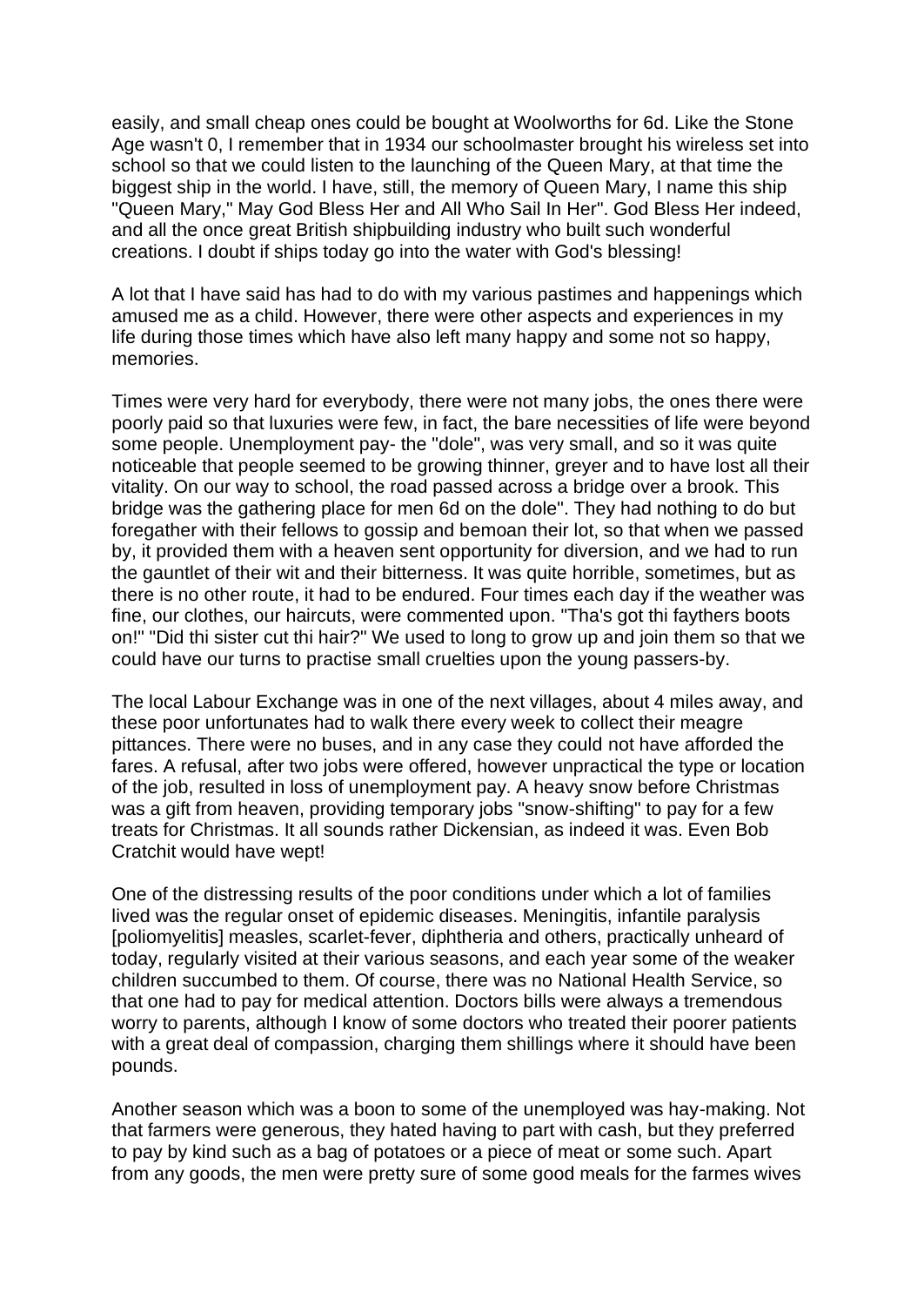easily, and small cheap ones could be bought at Woolworths for 6d. Like the Stone Age wasn't 0, I remember that in 1934 our schoolmaster brought his wireless set into school so that we could listen to the launching of the Queen Mary, at that time the biggest ship in the world. I have, still, the memory of Queen Mary, I name this ship "Queen Mary," May God Bless Her and All Who Sail In Her". God Bless Her indeed, and all the once great British shipbuilding industry who built such wonderful creations. I doubt if ships today go into the water with God's blessing!

A lot that I have said has had to do with my various pastimes and happenings which amused me as a child. However, there were other aspects and experiences in my life during those times which have also left many happy and some not so happy, memories.

Times were very hard for everybody, there were not many jobs, the ones there were poorly paid so that luxuries were few, in fact, the bare necessities of life were beyond some people. Unemployment pay- the "dole", was very small, and so it was quite noticeable that people seemed to be growing thinner, greyer and to have lost all their vitality. On our way to school, the road passed across a bridge over a brook. This bridge was the gathering place for men 6d on the dole". They had nothing to do but foregather with their fellows to gossip and bemoan their lot, so that when we passed by, it provided them with a heaven sent opportunity for diversion, and we had to run the gauntlet of their wit and their bitterness. It was quite horrible, sometimes, but as there is no other route, it had to be endured. Four times each day if the weather was fine, our clothes, our haircuts, were commented upon. "Tha's got thi faythers boots on!" "Did thi sister cut thi hair?" We used to long to grow up and join them so that we could have our turns to practise small cruelties upon the young passers-by.

The local Labour Exchange was in one of the next villages, about 4 miles away, and these poor unfortunates had to walk there every week to collect their meagre pittances. There were no buses, and in any case they could not have afforded the fares. A refusal, after two jobs were offered, however unpractical the type or location of the job, resulted in loss of unemployment pay. A heavy snow before Christmas was a gift from heaven, providing temporary jobs "snow-shifting" to pay for a few treats for Christmas. It all sounds rather Dickensian, as indeed it was. Even Bob Cratchit would have wept!

One of the distressing results of the poor conditions under which a lot of families lived was the regular onset of epidemic diseases. Meningitis, infantile paralysis [poliomyelitis] measles, scarlet-fever, diphtheria and others, practically unheard of today, regularly visited at their various seasons, and each year some of the weaker children succumbed to them. Of course, there was no National Health Service, so that one had to pay for medical attention. Doctors bills were always a tremendous worry to parents, although I know of some doctors who treated their poorer patients with a great deal of compassion, charging them shillings where it should have been pounds.

Another season which was a boon to some of the unemployed was hay-making. Not that farmers were generous, they hated having to part with cash, but they preferred to pay by kind such as a bag of potatoes or a piece of meat or some such. Apart from any goods, the men were pretty sure of some good meals for the farmes wives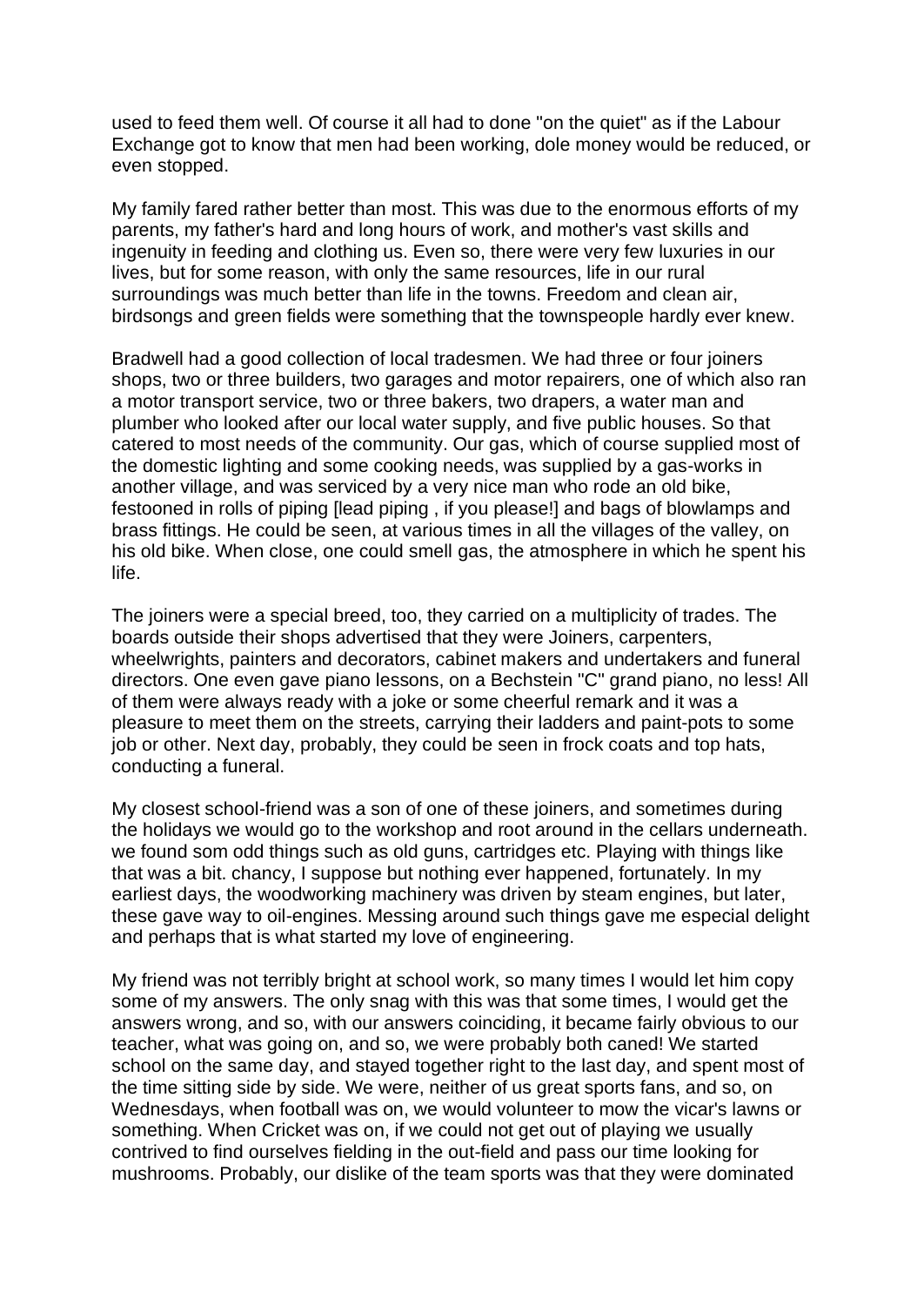used to feed them well. Of course it all had to done "on the quiet" as if the Labour Exchange got to know that men had been working, dole money would be reduced, or even stopped.

My family fared rather better than most. This was due to the enormous efforts of my parents, my father's hard and long hours of work, and mother's vast skills and ingenuity in feeding and clothing us. Even so, there were very few luxuries in our lives, but for some reason, with only the same resources, life in our rural surroundings was much better than life in the towns. Freedom and clean air, birdsongs and green fields were something that the townspeople hardly ever knew.

Bradwell had a good collection of local tradesmen. We had three or four joiners shops, two or three builders, two garages and motor repairers, one of which also ran a motor transport service, two or three bakers, two drapers, a water man and plumber who looked after our local water supply, and five public houses. So that catered to most needs of the community. Our gas, which of course supplied most of the domestic lighting and some cooking needs, was supplied by a gas-works in another village, and was serviced by a very nice man who rode an old bike, festooned in rolls of piping [lead piping , if you please!] and bags of blowlamps and brass fittings. He could be seen, at various times in all the villages of the valley, on his old bike. When close, one could smell gas, the atmosphere in which he spent his life.

The joiners were a special breed, too, they carried on a multiplicity of trades. The boards outside their shops advertised that they were Joiners, carpenters, wheelwrights, painters and decorators, cabinet makers and undertakers and funeral directors. One even gave piano lessons, on a Bechstein "C" grand piano, no less! All of them were always ready with a joke or some cheerful remark and it was a pleasure to meet them on the streets, carrying their ladders and paint-pots to some job or other. Next day, probably, they could be seen in frock coats and top hats, conducting a funeral.

My closest school-friend was a son of one of these joiners, and sometimes during the holidays we would go to the workshop and root around in the cellars underneath. we found som odd things such as old guns, cartridges etc. Playing with things like that was a bit. chancy, I suppose but nothing ever happened, fortunately. In my earliest days, the woodworking machinery was driven by steam engines, but later, these gave way to oil-engines. Messing around such things gave me especial delight and perhaps that is what started my love of engineering.

My friend was not terribly bright at school work, so many times I would let him copy some of my answers. The only snag with this was that some times, I would get the answers wrong, and so, with our answers coinciding, it became fairly obvious to our teacher, what was going on, and so, we were probably both caned! We started school on the same day, and stayed together right to the last day, and spent most of the time sitting side by side. We were, neither of us great sports fans, and so, on Wednesdays, when football was on, we would volunteer to mow the vicar's lawns or something. When Cricket was on, if we could not get out of playing we usually contrived to find ourselves fielding in the out-field and pass our time looking for mushrooms. Probably, our dislike of the team sports was that they were dominated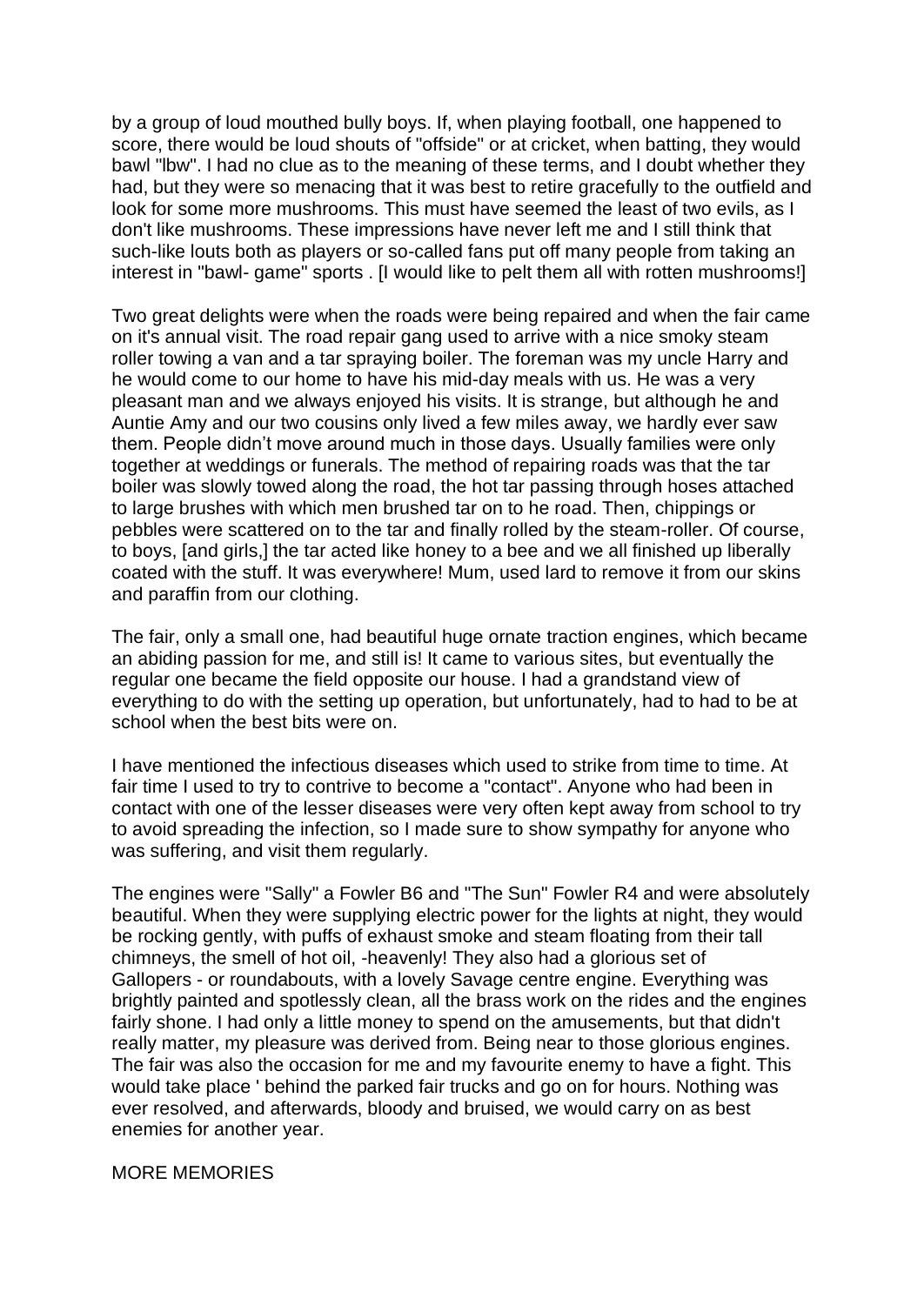by a group of loud mouthed bully boys. If, when playing football, one happened to score, there would be loud shouts of "offside" or at cricket, when batting, they would bawl "lbw". I had no clue as to the meaning of these terms, and I doubt whether they had, but they were so menacing that it was best to retire gracefully to the outfield and look for some more mushrooms. This must have seemed the least of two evils, as I don't like mushrooms. These impressions have never left me and I still think that such-like louts both as players or so-called fans put off many people from taking an interest in "bawl- game" sports . [I would like to pelt them all with rotten mushrooms!]

Two great delights were when the roads were being repaired and when the fair came on it's annual visit. The road repair gang used to arrive with a nice smoky steam roller towing a van and a tar spraying boiler. The foreman was my uncle Harry and he would come to our home to have his mid-day meals with us. He was a very pleasant man and we always enjoyed his visits. It is strange, but although he and Auntie Amy and our two cousins only lived a few miles away, we hardly ever saw them. People didn't move around much in those days. Usually families were only together at weddings or funerals. The method of repairing roads was that the tar boiler was slowly towed along the road, the hot tar passing through hoses attached to large brushes with which men brushed tar on to he road. Then, chippings or pebbles were scattered on to the tar and finally rolled by the steam-roller. Of course, to boys, [and girls,] the tar acted like honey to a bee and we all finished up liberally coated with the stuff. It was everywhere! Mum, used lard to remove it from our skins and paraffin from our clothing.

The fair, only a small one, had beautiful huge ornate traction engines, which became an abiding passion for me, and still is! It came to various sites, but eventually the regular one became the field opposite our house. I had a grandstand view of everything to do with the setting up operation, but unfortunately, had to had to be at school when the best bits were on.

I have mentioned the infectious diseases which used to strike from time to time. At fair time I used to try to contrive to become a "contact". Anyone who had been in contact with one of the lesser diseases were very often kept away from school to try to avoid spreading the infection, so I made sure to show sympathy for anyone who was suffering, and visit them regularly.

The engines were "Sally" a Fowler B6 and "The Sun" Fowler R4 and were absolutely beautiful. When they were supplying electric power for the lights at night, they would be rocking gently, with puffs of exhaust smoke and steam floating from their tall chimneys, the smell of hot oil, -heavenly! They also had a glorious set of Gallopers - or roundabouts, with a lovely Savage centre engine. Everything was brightly painted and spotlessly clean, all the brass work on the rides and the engines fairly shone. I had only a little money to spend on the amusements, but that didn't really matter, my pleasure was derived from. Being near to those glorious engines. The fair was also the occasion for me and my favourite enemy to have a fight. This would take place ' behind the parked fair trucks and go on for hours. Nothing was ever resolved, and afterwards, bloody and bruised, we would carry on as best enemies for another year.

## MORE MEMORIES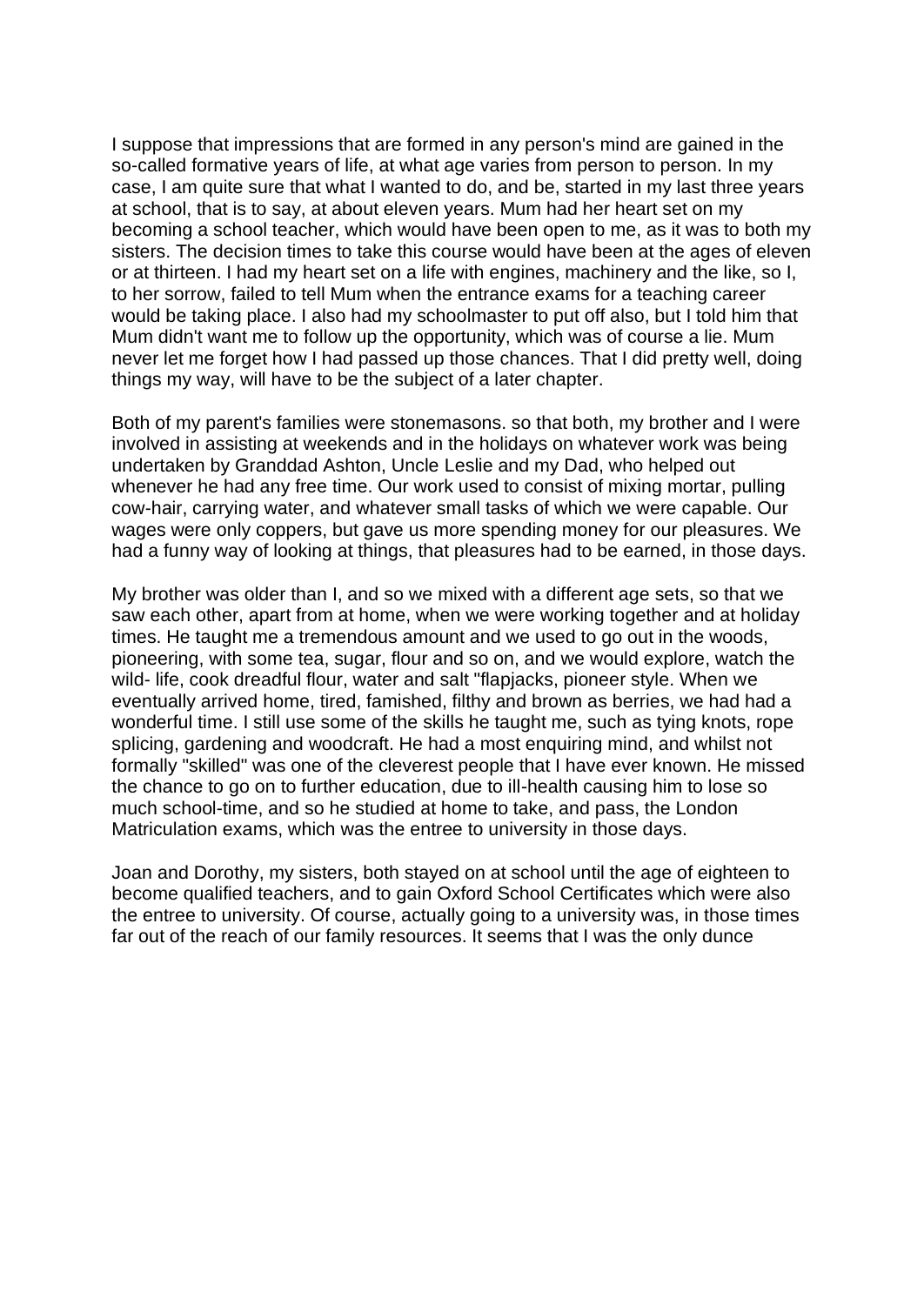I suppose that impressions that are formed in any person's mind are gained in the so-called formative years of life, at what age varies from person to person. In my case, I am quite sure that what I wanted to do, and be, started in my last three years at school, that is to say, at about eleven years. Mum had her heart set on my becoming a school teacher, which would have been open to me, as it was to both my sisters. The decision times to take this course would have been at the ages of eleven or at thirteen. I had my heart set on a life with engines, machinery and the like, so I, to her sorrow, failed to tell Mum when the entrance exams for a teaching career would be taking place. I also had my schoolmaster to put off also, but I told him that Mum didn't want me to follow up the opportunity, which was of course a lie. Mum never let me forget how I had passed up those chances. That I did pretty well, doing things my way, will have to be the subject of a later chapter.

Both of my parent's families were stonemasons. so that both, my brother and I were involved in assisting at weekends and in the holidays on whatever work was being undertaken by Granddad Ashton, Uncle Leslie and my Dad, who helped out whenever he had any free time. Our work used to consist of mixing mortar, pulling cow-hair, carrying water, and whatever small tasks of which we were capable. Our wages were only coppers, but gave us more spending money for our pleasures. We had a funny way of looking at things, that pleasures had to be earned, in those days.

My brother was older than I, and so we mixed with a different age sets, so that we saw each other, apart from at home, when we were working together and at holiday times. He taught me a tremendous amount and we used to go out in the woods, pioneering, with some tea, sugar, flour and so on, and we would explore, watch the wild- life, cook dreadful flour, water and salt "flapjacks, pioneer style. When we eventually arrived home, tired, famished, filthy and brown as berries, we had had a wonderful time. I still use some of the skills he taught me, such as tying knots, rope splicing, gardening and woodcraft. He had a most enquiring mind, and whilst not formally "skilled" was one of the cleverest people that I have ever known. He missed the chance to go on to further education, due to ill-health causing him to lose so much school-time, and so he studied at home to take, and pass, the London Matriculation exams, which was the entree to university in those days.

Joan and Dorothy, my sisters, both stayed on at school until the age of eighteen to become qualified teachers, and to gain Oxford School Certificates which were also the entree to university. Of course, actually going to a university was, in those times far out of the reach of our family resources. It seems that I was the only dunce